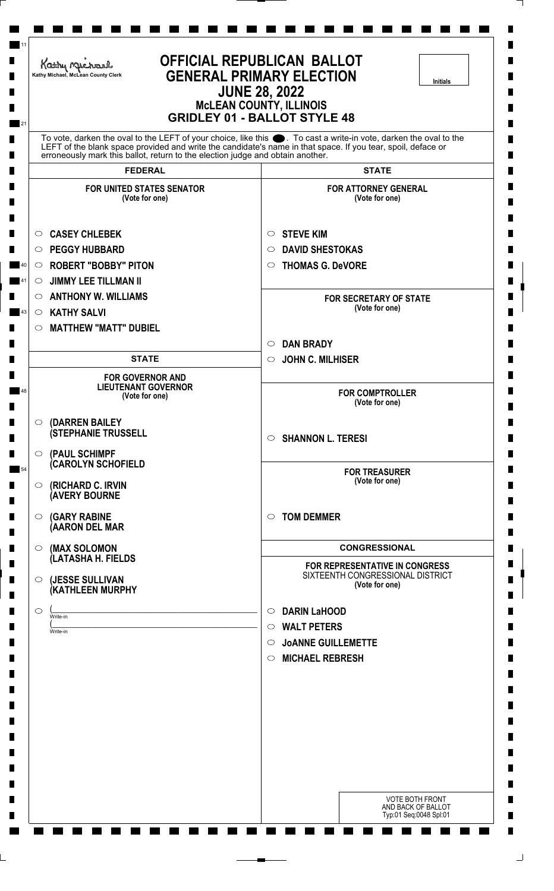Kathy Michael, McLean County Clerk

# OFFICIAL REPUBLICAN BALLOT
# GENERAL PRIMARY ELECTION
## JUNE 28, 2022
## McLEAN COUNTY, ILLINOIS
## GRIDLEY 01 - BALLOT STYLE 48

Initials

To vote, darken the oval to the LEFT of your choice, like this ●. To cast a write-in vote, darken the oval to the LEFT of the blank space provided and write the candidate's name in that space. If you tear, spoil, deface or erroneously mark this ballot, return to the election judge and obtain another.

## FEDERAL

### FOR UNITED STATES SENATOR
(Vote for one)

- ○ CASEY CHLEBEK
- ○ PEGGY HUBBARD
- ○ ROBERT "BOBBY" PITON
- ○ JIMMY LEE TILLMAN II
- ○ ANTHONY W. WILLIAMS
- ○ KATHY SALVI
- ○ MATTHEW "MATT" DUBIEL

## STATE

### FOR GOVERNOR AND LIEUTENANT GOVERNOR
(Vote for one)

- ○ (DARREN BAILEY (STEPHANIE TRUSSELL
- ○ (PAUL SCHIMPF (CAROLYN SCHOFIELD
- ○ (RICHARD C. IRVIN (AVERY BOURNE
- ○ (GARY RABINE (AARON DEL MAR
- ○ (MAX SOLOMON (LATASHA H. FIELDS
- ○ (JESSE SULLIVAN (KATHLEEN MURPHY
- ○ (\_\_\_\_\_\_\_\_\_\_ Write-in (\_\_\_\_\_\_\_\_\_\_ Write-in

## STATE

### FOR ATTORNEY GENERAL
(Vote for one)

- ○ STEVE KIM
- ○ DAVID SHESTOKAS
- ○ THOMAS G. DeVORE

### FOR SECRETARY OF STATE
(Vote for one)

- ○ DAN BRADY
- ○ JOHN C. MILHISER

### FOR COMPTROLLER
(Vote for one)

- ○ SHANNON L. TERESI

### FOR TREASURER
(Vote for one)

- ○ TOM DEMMER

## CONGRESSIONAL

### FOR REPRESENTATIVE IN CONGRESS
SIXTEENTH CONGRESSIONAL DISTRICT
(Vote for one)

- ○ DARIN LaHOOD
- ○ WALT PETERS
- ○ JoANNE GUILLEMETTE
- ○ MICHAEL REBRESH

VOTE BOTH FRONT AND BACK OF BALLOT
Typ:01 Seq:0048 Spl:01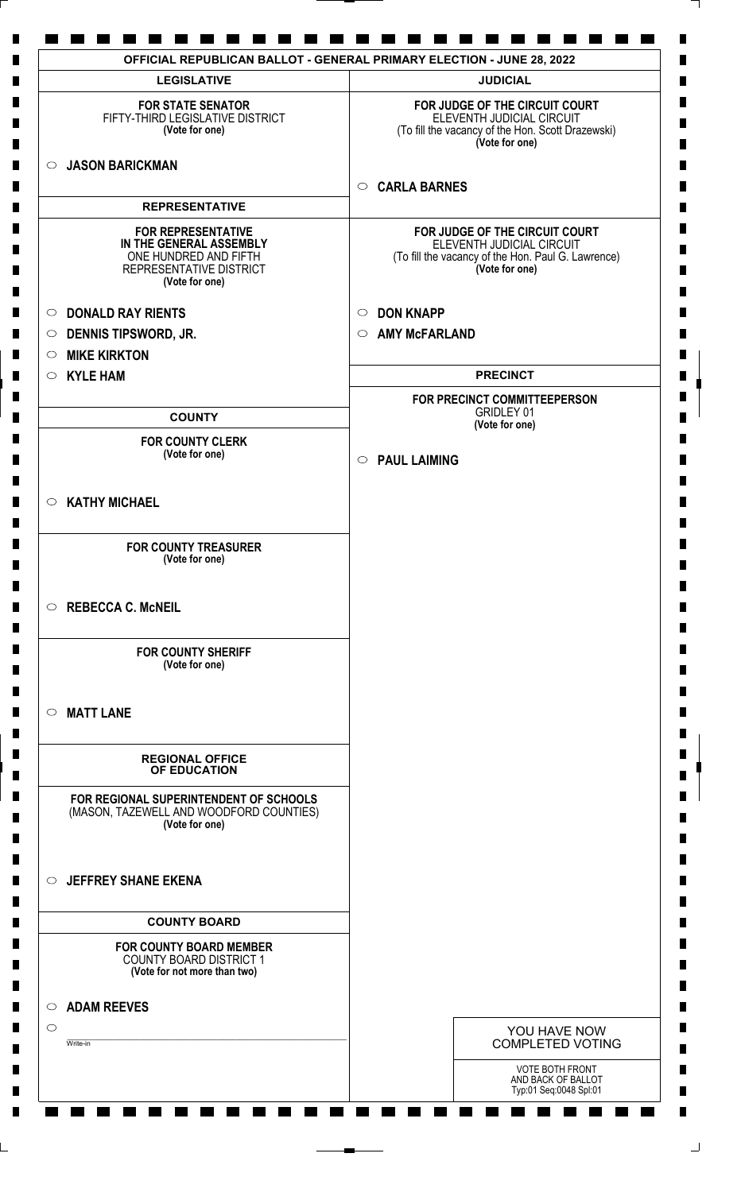# OFFICIAL REPUBLICAN BALLOT - GENERAL PRIMARY ELECTION - JUNE 28, 2022

## LEGISLATIVE

**FOR STATE SENATOR**
FIFTY-THIRD LEGISLATIVE DISTRICT
**(Vote for one)**

- ○ **JASON BARICKMAN**

## REPRESENTATIVE

**FOR REPRESENTATIVE IN THE GENERAL ASSEMBLY**
ONE HUNDRED AND FIFTH REPRESENTATIVE DISTRICT
**(Vote for one)**

- ○ **DONALD RAY RIENTS**
- ○ **DENNIS TIPSWORD, JR.**
- ○ **MIKE KIRKTON**
- ○ **KYLE HAM**

## COUNTY

**FOR COUNTY CLERK**
**(Vote for one)**

- ○ **KATHY MICHAEL**

**FOR COUNTY TREASURER**
**(Vote for one)**

- ○ **REBECCA C. McNEIL**

**FOR COUNTY SHERIFF**
**(Vote for one)**

- ○ **MATT LANE**

## REGIONAL OFFICE OF EDUCATION

**FOR REGIONAL SUPERINTENDENT OF SCHOOLS**
(MASON, TAZEWELL AND WOODFORD COUNTIES)
**(Vote for one)**

- ○ **JEFFREY SHANE EKENA**

## COUNTY BOARD

**FOR COUNTY BOARD MEMBER**
COUNTY BOARD DISTRICT 1
**(Vote for not more than two)**

- ○ **ADAM REEVES**
- ○ ____________ Write-in

## JUDICIAL

**FOR JUDGE OF THE CIRCUIT COURT**
ELEVENTH JUDICIAL CIRCUIT
(To fill the vacancy of the Hon. Scott Drazewski)
**(Vote for one)**

- ○ **CARLA BARNES**

**FOR JUDGE OF THE CIRCUIT COURT**
ELEVENTH JUDICIAL CIRCUIT
(To fill the vacancy of the Hon. Paul G. Lawrence)
**(Vote for one)**

- ○ **DON KNAPP**
- ○ **AMY McFARLAND**

## PRECINCT

**FOR PRECINCT COMMITTEEPERSON**
GRIDLEY 01
**(Vote for one)**

- ○ **PAUL LAIMING**

YOU HAVE NOW COMPLETED VOTING

VOTE BOTH FRONT AND BACK OF BALLOT
Typ:01 Seq:0048 Spl:01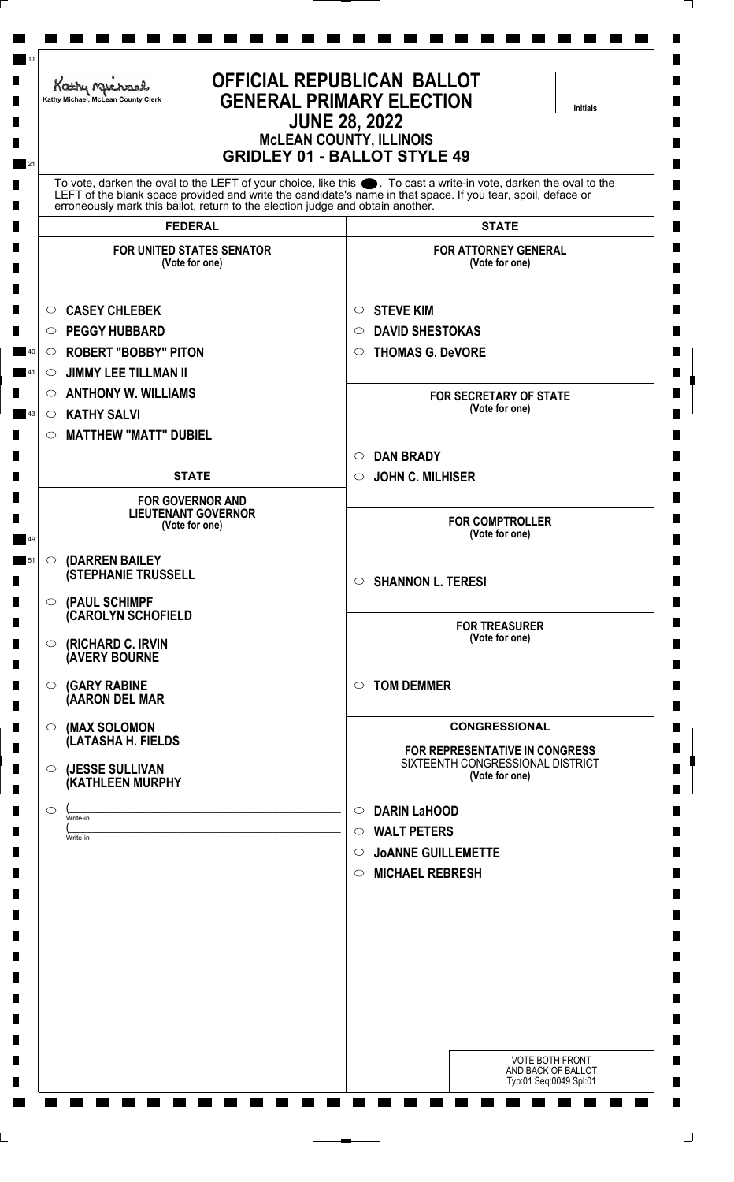Kathy Michael, McLean County Clerk

# OFFICIAL REPUBLICAN BALLOT
# GENERAL PRIMARY ELECTION
## JUNE 28, 2022
## McLEAN COUNTY, ILLINOIS
## GRIDLEY 01 - BALLOT STYLE 49

Initials

To vote, darken the oval to the LEFT of your choice, like this ●. To cast a write-in vote, darken the oval to the LEFT of the blank space provided and write the candidate's name in that space. If you tear, spoil, deface or erroneously mark this ballot, return to the election judge and obtain another.

## FEDERAL

### FOR UNITED STATES SENATOR
(Vote for one)

- ○ CASEY CHLEBEK
- ○ PEGGY HUBBARD
- ○ ROBERT "BOBBY" PITON
- ○ JIMMY LEE TILLMAN II
- ○ ANTHONY W. WILLIAMS
- ○ KATHY SALVI
- ○ MATTHEW "MATT" DUBIEL

## STATE

### FOR GOVERNOR AND LIEUTENANT GOVERNOR
(Vote for one)

- ○ (DARREN BAILEY (STEPHANIE TRUSSELL
- ○ (PAUL SCHIMPF (CAROLYN SCHOFIELD
- ○ (RICHARD C. IRVIN (AVERY BOURNE
- ○ (GARY RABINE (AARON DEL MAR
- ○ (MAX SOLOMON (LATASHA H. FIELDS
- ○ (JESSE SULLIVAN (KATHLEEN MURPHY
- ○ (\_\_\_\_\_\_\_\_\_\_ Write-in (\_\_\_\_\_\_\_\_\_\_ Write-in

## STATE

### FOR ATTORNEY GENERAL
(Vote for one)

- ○ STEVE KIM
- ○ DAVID SHESTOKAS
- ○ THOMAS G. DeVORE

### FOR SECRETARY OF STATE
(Vote for one)

- ○ DAN BRADY
- ○ JOHN C. MILHISER

### FOR COMPTROLLER
(Vote for one)

- ○ SHANNON L. TERESI

### FOR TREASURER
(Vote for one)

- ○ TOM DEMMER

## CONGRESSIONAL

### FOR REPRESENTATIVE IN CONGRESS
SIXTEENTH CONGRESSIONAL DISTRICT
(Vote for one)

- ○ DARIN LaHOOD
- ○ WALT PETERS
- ○ JoANNE GUILLEMETTE
- ○ MICHAEL REBRESH

VOTE BOTH FRONT AND BACK OF BALLOT
Typ:01 Seq:0049 Spl:01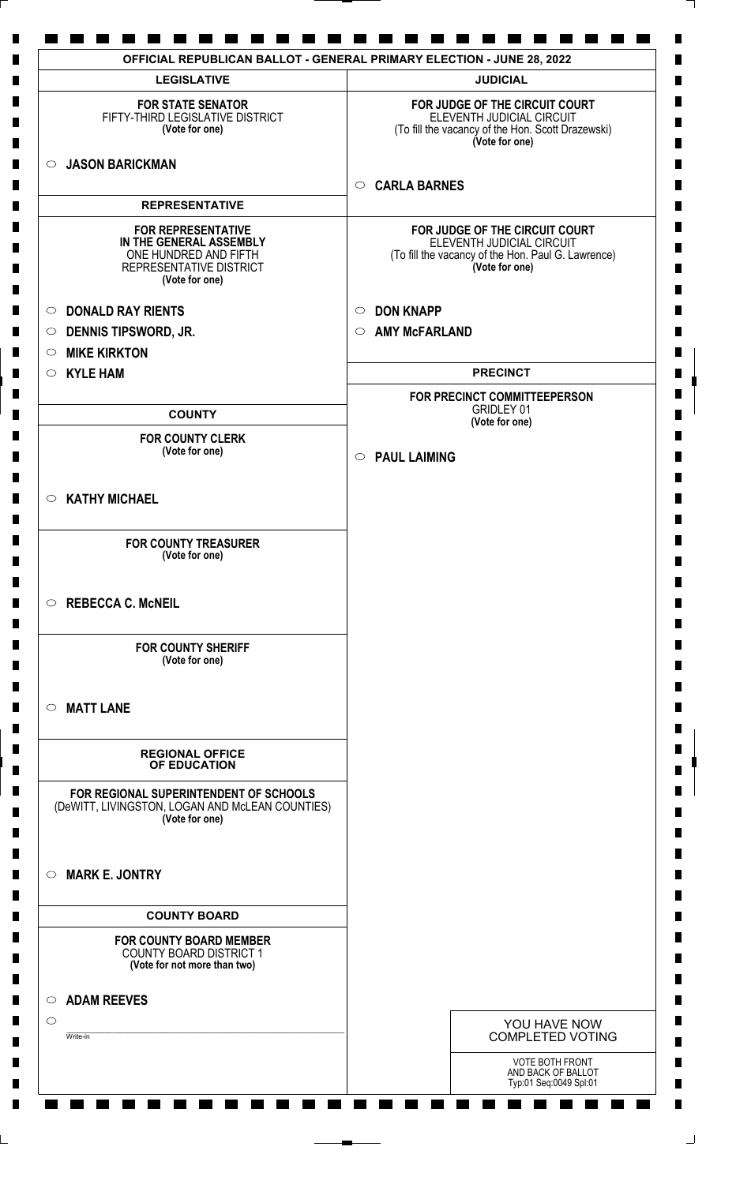# OFFICIAL REPUBLICAN BALLOT - GENERAL PRIMARY ELECTION - JUNE 28, 2022

## LEGISLATIVE

**FOR STATE SENATOR**
FIFTY-THIRD LEGISLATIVE DISTRICT
**(Vote for one)**

- ○ **JASON BARICKMAN**

## REPRESENTATIVE

**FOR REPRESENTATIVE IN THE GENERAL ASSEMBLY**
ONE HUNDRED AND FIFTH REPRESENTATIVE DISTRICT
**(Vote for one)**

- ○ **DONALD RAY RIENTS**
- ○ **DENNIS TIPSWORD, JR.**
- ○ **MIKE KIRKTON**
- ○ **KYLE HAM**

## COUNTY

**FOR COUNTY CLERK**
**(Vote for one)**

- ○ **KATHY MICHAEL**

**FOR COUNTY TREASURER**
**(Vote for one)**

- ○ **REBECCA C. McNEIL**

**FOR COUNTY SHERIFF**
**(Vote for one)**

- ○ **MATT LANE**

## REGIONAL OFFICE OF EDUCATION

**FOR REGIONAL SUPERINTENDENT OF SCHOOLS**
(DeWITT, LIVINGSTON, LOGAN AND McLEAN COUNTIES)
**(Vote for one)**

- ○ **MARK E. JONTRY**

## COUNTY BOARD

**FOR COUNTY BOARD MEMBER**
COUNTY BOARD DISTRICT 1
**(Vote for not more than two)**

- ○ **ADAM REEVES**
- ○ ____________ Write-in

## JUDICIAL

**FOR JUDGE OF THE CIRCUIT COURT**
ELEVENTH JUDICIAL CIRCUIT
(To fill the vacancy of the Hon. Scott Drazewski)
**(Vote for one)**

- ○ **CARLA BARNES**

**FOR JUDGE OF THE CIRCUIT COURT**
ELEVENTH JUDICIAL CIRCUIT
(To fill the vacancy of the Hon. Paul G. Lawrence)
**(Vote for one)**

- ○ **DON KNAPP**
- ○ **AMY McFARLAND**

## PRECINCT

**FOR PRECINCT COMMITTEEPERSON**
GRIDLEY 01
**(Vote for one)**

- ○ **PAUL LAIMING**

YOU HAVE NOW COMPLETED VOTING

VOTE BOTH FRONT AND BACK OF BALLOT
Typ:01 Seq:0049 Spl:01